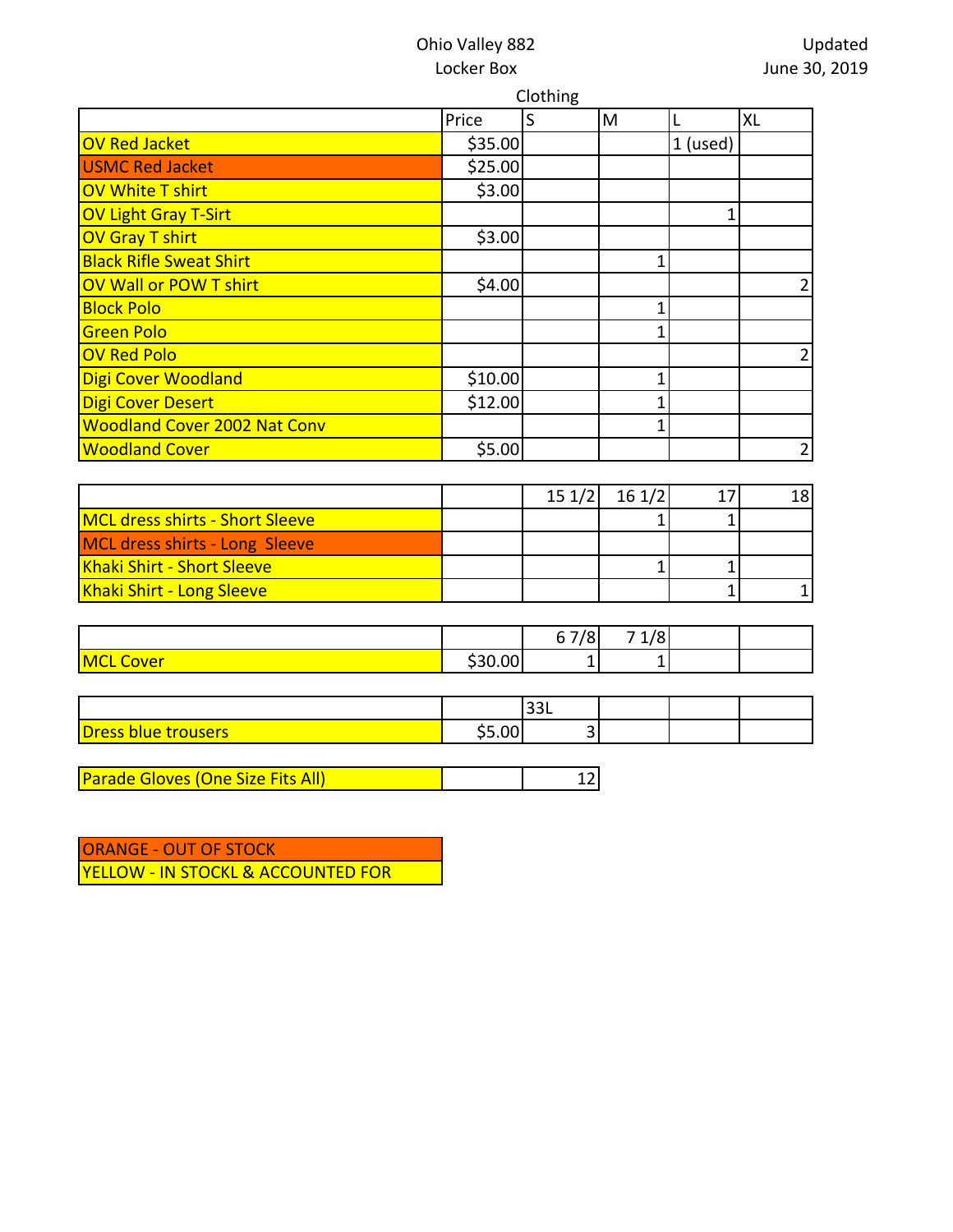Ohio Valley 882
Locker Box

Updated
June 30, 2019

Clothing

| | Price | S | M | L | XL |
|---|---|---|---|---|---|
| OV Red Jacket | $35.00 | | | 1 (used) | |
| USMC Red Jacket | $25.00 | | | | |
| OV White T shirt | $3.00 | | | | |
| OV Light Gray T-Sirt | | | | 1 | |
| OV Gray T shirt | $3.00 | | | | |
| Black Rifle Sweat Shirt | | | 1 | | |
| OV Wall or POW T shirt | $4.00 | | | | 2 |
| Block Polo | | | 1 | | |
| Green Polo | | | 1 | | |
| OV Red Polo | | | | | 2 |
| Digi Cover Woodland | $10.00 | | 1 | | |
| Digi Cover Desert | $12.00 | | 1 | | |
| Woodland Cover 2002 Nat Conv | | | 1 | | |
| Woodland Cover | $5.00 | | | | 2 |

| | | 15 1/2 | 16 1/2 | 17 | 18 |
|---|---|---|---|---|---|
| MCL dress shirts - Short Sleeve | | | 1 | 1 | |
| MCL dress shirts - Long Sleeve | | | | | |
| Khaki Shirt - Short Sleeve | | | 1 | 1 | |
| Khaki Shirt - Long Sleeve | | | | 1 | 1 |

| | | 6 7/8 | 7 1/8 | | |
|---|---|---|---|---|---|
| MCL Cover | $30.00 | 1 | 1 | | |

| | | 33L | | | |
|---|---|---|---|---|---|
| Dress blue trousers | $5.00 | 3 | | | |

| Parade Gloves (One Size Fits All) | | 12 |
|---|---|---|

| ORANGE - OUT OF STOCK |
|---|
| YELLOW - IN STOCKL & ACCOUNTED FOR |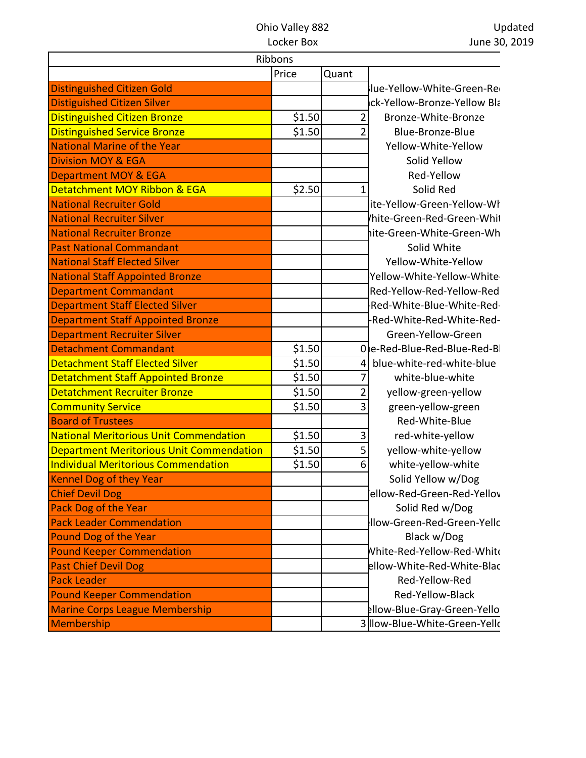Ohio Valley 882
Locker Box

Updated
June 30, 2019

| Ribbons | | | |
|---|---|---|---|
| | Price | Quant | |
| Distinguished Citizen Gold | | | lue-Yellow-White-Green-Re |
| Distiguished Citizen Silver | | | ck-Yellow-Bronze-Yellow Bla |
| Distinguished Citizen Bronze | $1.50 | 2 | Bronze-White-Bronze |
| Distinguished Service Bronze | $1.50 | 2 | Blue-Bronze-Blue |
| National Marine of the Year | | | Yellow-White-Yellow |
| Division MOY & EGA | | | Solid Yellow |
| Department MOY & EGA | | | Red-Yellow |
| Detatchment MOY Ribbon & EGA | $2.50 | 1 | Solid Red |
| National Recruiter Gold | | | ite-Yellow-Green-Yellow-Wh |
| National Recruiter Silver | | | hite-Green-Red-Green-Whit |
| National Recruiter Bronze | | | hite-Green-White-Green-Wh |
| Past National Commandant | | | Solid White |
| National Staff Elected Silver | | | Yellow-White-Yellow |
| National Staff Appointed Bronze | | | Yellow-White-Yellow-White- |
| Department Commandant | | | Red-Yellow-Red-Yellow-Red |
| Department Staff Elected Silver | | | -Red-White-Blue-White-Red- |
| Department Staff Appointed Bronze | | | -Red-White-Red-White-Red- |
| Department Recruiter Silver | | | Green-Yellow-Green |
| Detachment Commandant | $1.50 | 0 | e-Red-Blue-Red-Blue-Red-Bl |
| Detachment Staff Elected Silver | $1.50 | 4 | blue-white-red-white-blue |
| Detatchment Staff Appointed Bronze | $1.50 | 7 | white-blue-white |
| Detatchment Recruiter Bronze | $1.50 | 2 | yellow-green-yellow |
| Community Service | $1.50 | 3 | green-yellow-green |
| Board of Trustees | | | Red-White-Blue |
| National Meritorious Unit Commendation | $1.50 | 3 | red-white-yellow |
| Department Meritorious Unit Commendation | $1.50 | 5 | yellow-white-yellow |
| Individual Meritorious Commendation | $1.50 | 6 | white-yellow-white |
| Kennel Dog of they Year | | | Solid Yellow w/Dog |
| Chief Devil Dog | | | ellow-Red-Green-Red-Yellov |
| Pack Dog of the Year | | | Solid Red w/Dog |
| Pack Leader Commendation | | | llow-Green-Red-Green-Yello |
| Pound Dog of the Year | | | Black w/Dog |
| Pound Keeper Commendation | | | White-Red-Yellow-Red-White |
| Past Chief Devil Dog | | | ellow-White-Red-White-Blac |
| Pack Leader | | | Red-Yellow-Red |
| Pound Keeper Commendation | | | Red-Yellow-Black |
| Marine Corps League Membership | | | llow-Blue-Gray-Green-Yello |
| Membership | | 3 | llow-Blue-White-Green-Yello |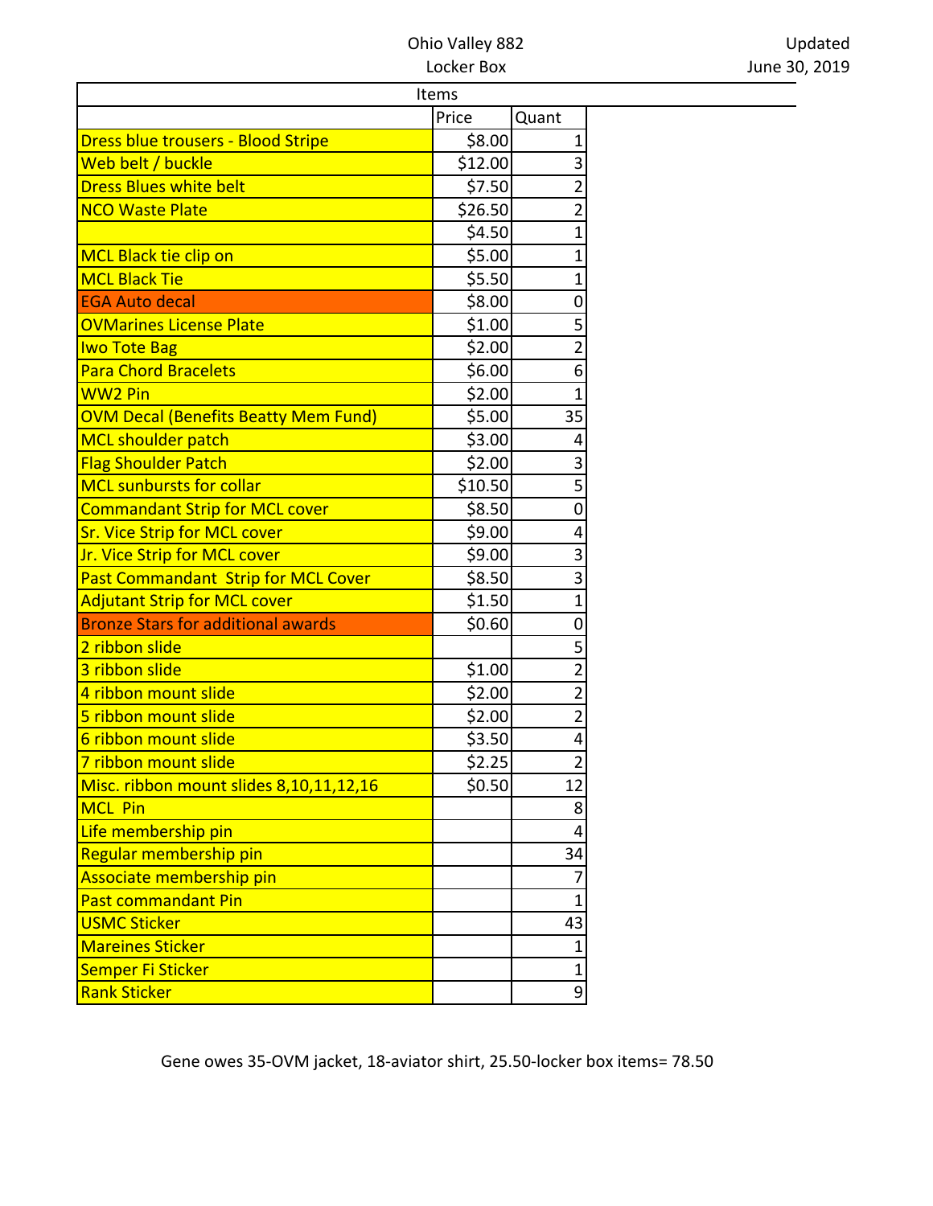Ohio Valley 882

Locker Box

Updated
June 30, 2019

| Items | Price | Quant |
|---|---|---|
| Dress blue trousers - Blood Stripe | $8.00 | 1 |
| Web belt / buckle | $12.00 | 3 |
| Dress Blues white belt | $7.50 | 2 |
| NCO Waste Plate | $26.50 | 2 |
| | $4.50 | 1 |
| MCL Black tie clip on | $5.00 | 1 |
| MCL Black Tie | $5.50 | 1 |
| EGA Auto decal | $8.00 | 0 |
| OVMarines License Plate | $1.00 | 5 |
| Iwo Tote Bag | $2.00 | 2 |
| Para Chord Bracelets | $6.00 | 6 |
| WW2 Pin | $2.00 | 1 |
| OVM Decal (Benefits Beatty Mem Fund) | $5.00 | 35 |
| MCL shoulder patch | $3.00 | 4 |
| Flag Shoulder Patch | $2.00 | 3 |
| MCL sunbursts for collar | $10.50 | 5 |
| Commandant Strip for MCL cover | $8.50 | 0 |
| Sr. Vice Strip for MCL cover | $9.00 | 4 |
| Jr. Vice Strip for MCL cover | $9.00 | 3 |
| Past Commandant Strip for MCL Cover | $8.50 | 3 |
| Adjutant Strip for MCL cover | $1.50 | 1 |
| Bronze Stars for additional awards | $0.60 | 0 |
| 2 ribbon slide | | 5 |
| 3 ribbon slide | $1.00 | 2 |
| 4 ribbon mount slide | $2.00 | 2 |
| 5 ribbon mount slide | $2.00 | 2 |
| 6 ribbon mount slide | $3.50 | 4 |
| 7 ribbon mount slide | $2.25 | 2 |
| Misc. ribbon mount slides 8,10,11,12,16 | $0.50 | 12 |
| MCL Pin | | 8 |
| Life membership pin | | 4 |
| Regular membership pin | | 34 |
| Associate membership pin | | 7 |
| Past commandant Pin | | 1 |
| USMC Sticker | | 43 |
| Mareines Sticker | | 1 |
| Semper Fi Sticker | | 1 |
| Rank Sticker | | 9 |

Gene owes 35-OVM jacket, 18-aviator shirt, 25.50-locker box items= 78.50